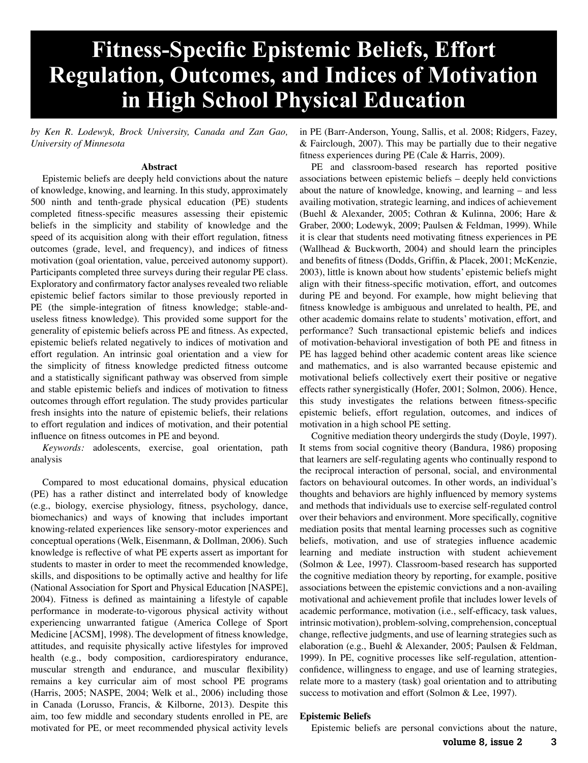# Fitness-Specific Epistemic Beliefs, Effort Regulation, Outcomes, and Indices of Motivation in High School Physical Education

*by Ken R. Lodewyk, Brock University, Canada and Zan Gao, University of Minnesota*

**Abstract**

Epistemic beliefs are deeply held convictions about the nature of knowledge, knowing, and learning. In this study, approximately 500 ninth and tenth-grade physical education (PE) students completed fitness-specific measures assessing their epistemic beliefs in the simplicity and stability of knowledge and the speed of its acquisition along with their effort regulation, fitness outcomes (grade, level, and frequency), and indices of fitness motivation (goal orientation, value, perceived autonomy support). Participants completed three surveys during their regular PE class. Exploratory and confirmatory factor analyses revealed two reliable epistemic belief factors similar to those previously reported in PE (the simple-integration of fitness knowledge; stable-and-useless fitness knowledge). This provided some support for the generality of epistemic beliefs across PE and fitness. As expected, epistemic beliefs related negatively to indices of motivation and effort regulation. An intrinsic goal orientation and a view for the simplicity of fitness knowledge predicted fitness outcome and a statistically significant pathway was observed from simple and stable epistemic beliefs and indices of motivation to fitness outcomes through effort regulation. The study provides particular fresh insights into the nature of epistemic beliefs, their relations to effort regulation and indices of motivation, and their potential influence on fitness outcomes in PE and beyond.

*Keywords:* adolescents, exercise, goal orientation, path analysis

Compared to most educational domains, physical education (PE) has a rather distinct and interrelated body of knowledge (e.g., biology, exercise physiology, fitness, psychology, dance, biomechanics) and ways of knowing that includes important knowing-related experiences like sensory-motor experiences and conceptual operations (Welk, Eisenmann, & Dollman, 2006). Such knowledge is reflective of what PE experts assert as important for students to master in order to meet the recommended knowledge, skills, and dispositions to be optimally active and healthy for life (National Association for Sport and Physical Education [NASPE], 2004). Fitness is defined as maintaining a lifestyle of capable performance in moderate-to-vigorous physical activity without experiencing unwarranted fatigue (America College of Sport Medicine [ACSM], 1998). The development of fitness knowledge, attitudes, and requisite physically active lifestyles for improved health (e.g., body composition, cardiorespiratory endurance, muscular strength and endurance, and muscular flexibility) remains a key curricular aim of most school PE programs (Harris, 2005; NASPE, 2004; Welk et al., 2006) including those in Canada (Lorusso, Francis, & Kilborne, 2013). Despite this aim, too few middle and secondary students enrolled in PE, are motivated for PE, or meet recommended physical activity levels in PE (Barr-Anderson, Young, Sallis, et al. 2008; Ridgers, Fazey, & Fairclough, 2007). This may be partially due to their negative fitness experiences during PE (Cale & Harris, 2009).

PE and classroom-based research has reported positive associations between epistemic beliefs – deeply held convictions about the nature of knowledge, knowing, and learning – and less availing motivation, strategic learning, and indices of achievement (Buehl & Alexander, 2005; Cothran & Kulinna, 2006; Hare & Graber, 2000; Lodewyk, 2009; Paulsen & Feldman, 1999). While it is clear that students need motivating fitness experiences in PE (Wallhead & Buckworth, 2004) and should learn the principles and benefits of fitness (Dodds, Griffin, & Placek, 2001; McKenzie, 2003), little is known about how students' epistemic beliefs might align with their fitness-specific motivation, effort, and outcomes during PE and beyond. For example, how might believing that fitness knowledge is ambiguous and unrelated to health, PE, and other academic domains relate to students' motivation, effort, and performance? Such transactional epistemic beliefs and indices of motivation-behavioral investigation of both PE and fitness in PE has lagged behind other academic content areas like science and mathematics, and is also warranted because epistemic and motivational beliefs collectively exert their positive or negative effects rather synergistically (Hofer, 2001; Solmon, 2006). Hence, this study investigates the relations between fitness-specific epistemic beliefs, effort regulation, outcomes, and indices of motivation in a high school PE setting.

Cognitive mediation theory undergirds the study (Doyle, 1997). It stems from social cognitive theory (Bandura, 1986) proposing that learners are self-regulating agents who continually respond to the reciprocal interaction of personal, social, and environmental factors on behavioural outcomes. In other words, an individual's thoughts and behaviors are highly influenced by memory systems and methods that individuals use to exercise self-regulated control over their behaviors and environment. More specifically, cognitive mediation posits that mental learning processes such as cognitive beliefs, motivation, and use of strategies influence academic learning and mediate instruction with student achievement (Solmon & Lee, 1997). Classroom-based research has supported the cognitive mediation theory by reporting, for example, positive associations between the epistemic convictions and a non-availing motivational and achievement profile that includes lower levels of academic performance, motivation (i.e., self-efficacy, task values, intrinsic motivation), problem-solving, comprehension, conceptual change, reflective judgments, and use of learning strategies such as elaboration (e.g., Buehl & Alexander, 2005; Paulsen & Feldman, 1999). In PE, cognitive processes like self-regulation, attention-confidence, willingness to engage, and use of learning strategies, relate more to a mastery (task) goal orientation and to attributing success to motivation and effort (Solmon & Lee, 1997).

## Epistemic Beliefs

Epistemic beliefs are personal convictions about the nature,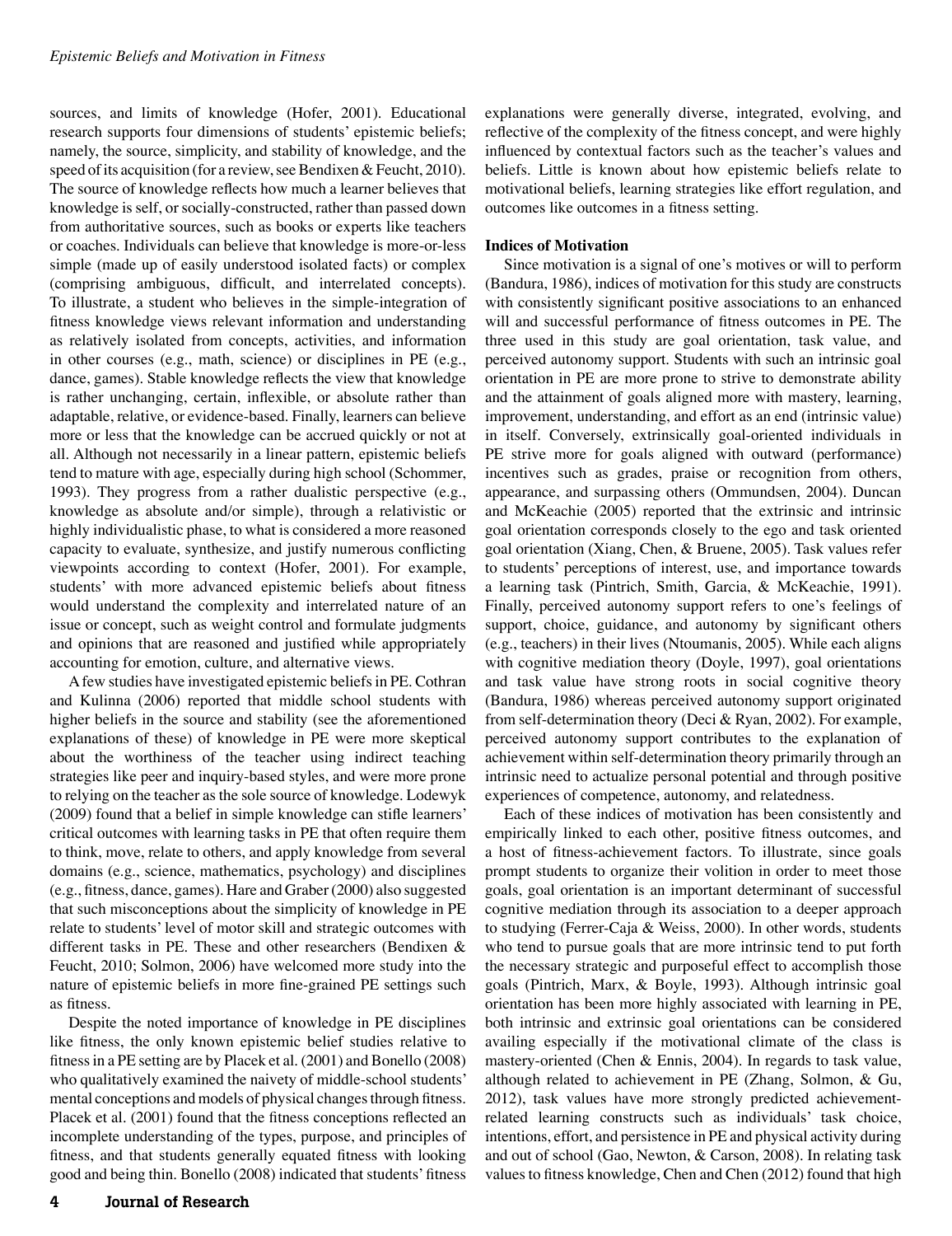sources, and limits of knowledge (Hofer, 2001). Educational research supports four dimensions of students' epistemic beliefs; namely, the source, simplicity, and stability of knowledge, and the speed of its acquisition (for a review, see Bendixen & Feucht, 2010). The source of knowledge reflects how much a learner believes that knowledge is self, or socially-constructed, rather than passed down from authoritative sources, such as books or experts like teachers or coaches. Individuals can believe that knowledge is more-or-less simple (made up of easily understood isolated facts) or complex (comprising ambiguous, difficult, and interrelated concepts). To illustrate, a student who believes in the simple-integration of fitness knowledge views relevant information and understanding as relatively isolated from concepts, activities, and information in other courses (e.g., math, science) or disciplines in PE (e.g., dance, games). Stable knowledge reflects the view that knowledge is rather unchanging, certain, inflexible, or absolute rather than adaptable, relative, or evidence-based. Finally, learners can believe more or less that the knowledge can be accrued quickly or not at all. Although not necessarily in a linear pattern, epistemic beliefs tend to mature with age, especially during high school (Schommer, 1993). They progress from a rather dualistic perspective (e.g., knowledge as absolute and/or simple), through a relativistic or highly individualistic phase, to what is considered a more reasoned capacity to evaluate, synthesize, and justify numerous conflicting viewpoints according to context (Hofer, 2001). For example, students' with more advanced epistemic beliefs about fitness would understand the complexity and interrelated nature of an issue or concept, such as weight control and formulate judgments and opinions that are reasoned and justified while appropriately accounting for emotion, culture, and alternative views.

A few studies have investigated epistemic beliefs in PE. Cothran and Kulinna (2006) reported that middle school students with higher beliefs in the source and stability (see the aforementioned explanations of these) of knowledge in PE were more skeptical about the worthiness of the teacher using indirect teaching strategies like peer and inquiry-based styles, and were more prone to relying on the teacher as the sole source of knowledge. Lodewyk (2009) found that a belief in simple knowledge can stifle learners' critical outcomes with learning tasks in PE that often require them to think, move, relate to others, and apply knowledge from several domains (e.g., science, mathematics, psychology) and disciplines (e.g., fitness, dance, games). Hare and Graber (2000) also suggested that such misconceptions about the simplicity of knowledge in PE relate to students' level of motor skill and strategic outcomes with different tasks in PE. These and other researchers (Bendixen & Feucht, 2010; Solmon, 2006) have welcomed more study into the nature of epistemic beliefs in more fine-grained PE settings such as fitness.

Despite the noted importance of knowledge in PE disciplines like fitness, the only known epistemic belief studies relative to fitness in a PE setting are by Placek et al. (2001) and Bonello (2008) who qualitatively examined the naivety of middle-school students' mental conceptions and models of physical changes through fitness. Placek et al. (2001) found that the fitness conceptions reflected an incomplete understanding of the types, purpose, and principles of fitness, and that students generally equated fitness with looking good and being thin. Bonello (2008) indicated that students' fitness explanations were generally diverse, integrated, evolving, and reflective of the complexity of the fitness concept, and were highly influenced by contextual factors such as the teacher's values and beliefs. Little is known about how epistemic beliefs relate to motivational beliefs, learning strategies like effort regulation, and outcomes like outcomes in a fitness setting.

**Indices of Motivation**

Since motivation is a signal of one's motives or will to perform (Bandura, 1986), indices of motivation for this study are constructs with consistently significant positive associations to an enhanced will and successful performance of fitness outcomes in PE. The three used in this study are goal orientation, task value, and perceived autonomy support. Students with such an intrinsic goal orientation in PE are more prone to strive to demonstrate ability and the attainment of goals aligned more with mastery, learning, improvement, understanding, and effort as an end (intrinsic value) in itself. Conversely, extrinsically goal-oriented individuals in PE strive more for goals aligned with outward (performance) incentives such as grades, praise or recognition from others, appearance, and surpassing others (Ommundsen, 2004). Duncan and McKeachie (2005) reported that the extrinsic and intrinsic goal orientation corresponds closely to the ego and task oriented goal orientation (Xiang, Chen, & Bruene, 2005). Task values refer to students' perceptions of interest, use, and importance towards a learning task (Pintrich, Smith, Garcia, & McKeachie, 1991). Finally, perceived autonomy support refers to one's feelings of support, choice, guidance, and autonomy by significant others (e.g., teachers) in their lives (Ntoumanis, 2005). While each aligns with cognitive mediation theory (Doyle, 1997), goal orientations and task value have strong roots in social cognitive theory (Bandura, 1986) whereas perceived autonomy support originated from self-determination theory (Deci & Ryan, 2002). For example, perceived autonomy support contributes to the explanation of achievement within self-determination theory primarily through an intrinsic need to actualize personal potential and through positive experiences of competence, autonomy, and relatedness.

Each of these indices of motivation has been consistently and empirically linked to each other, positive fitness outcomes, and a host of fitness-achievement factors. To illustrate, since goals prompt students to organize their volition in order to meet those goals, goal orientation is an important determinant of successful cognitive mediation through its association to a deeper approach to studying (Ferrer-Caja & Weiss, 2000). In other words, students who tend to pursue goals that are more intrinsic tend to put forth the necessary strategic and purposeful effect to accomplish those goals (Pintrich, Marx, & Boyle, 1993). Although intrinsic goal orientation has been more highly associated with learning in PE, both intrinsic and extrinsic goal orientations can be considered availing especially if the motivational climate of the class is mastery-oriented (Chen & Ennis, 2004). In regards to task value, although related to achievement in PE (Zhang, Solmon, & Gu, 2012), task values have more strongly predicted achievement-related learning constructs such as individuals' task choice, intentions, effort, and persistence in PE and physical activity during and out of school (Gao, Newton, & Carson, 2008). In relating task values to fitness knowledge, Chen and Chen (2012) found that high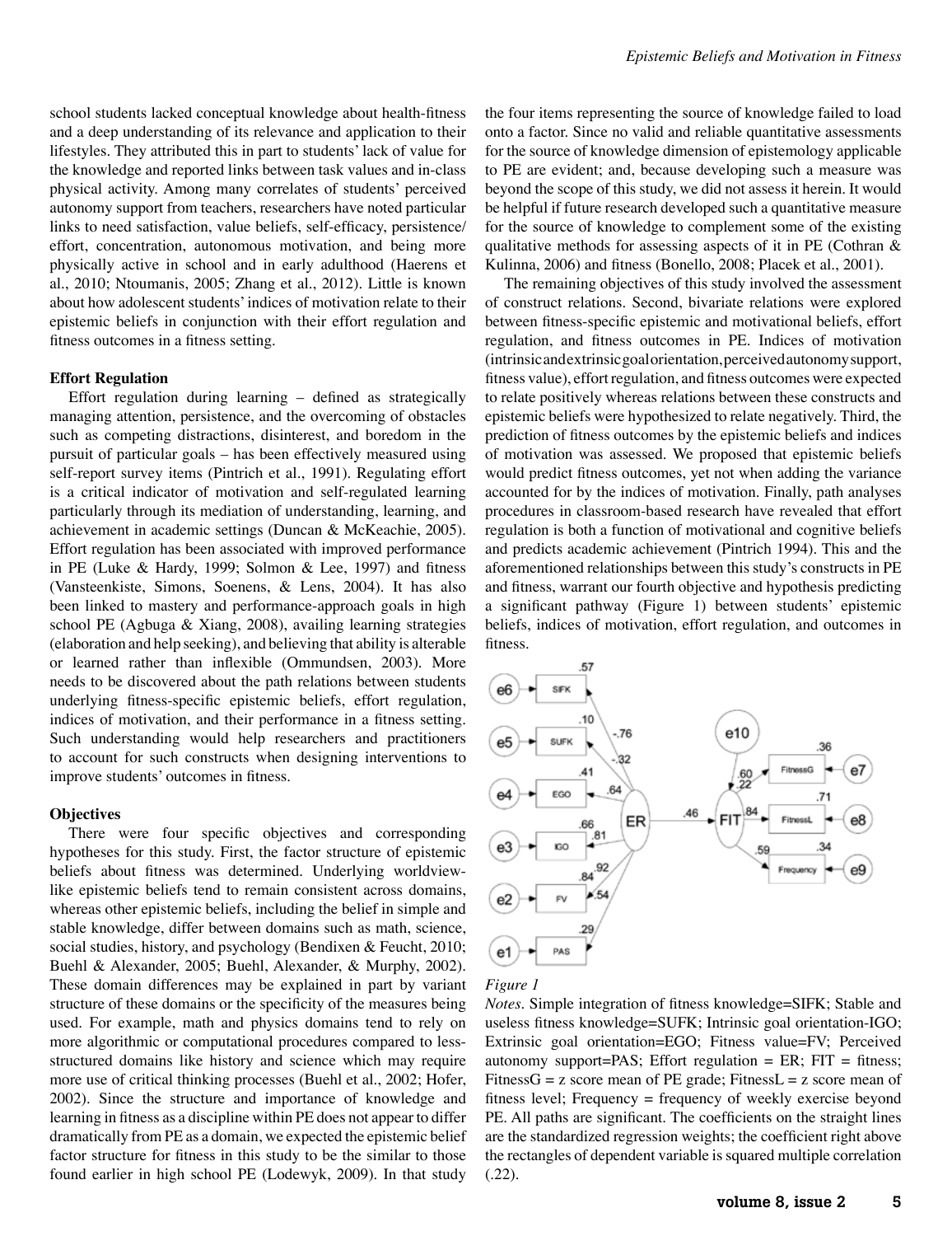school students lacked conceptual knowledge about health-fitness and a deep understanding of its relevance and application to their lifestyles. They attributed this in part to students' lack of value for the knowledge and reported links between task values and in-class physical activity. Among many correlates of students' perceived autonomy support from teachers, researchers have noted particular links to need satisfaction, value beliefs, self-efficacy, persistence/effort, concentration, autonomous motivation, and being more physically active in school and in early adulthood (Haerens et al., 2010; Ntoumanis, 2005; Zhang et al., 2012). Little is known about how adolescent students' indices of motivation relate to their epistemic beliefs in conjunction with their effort regulation and fitness outcomes in a fitness setting.

**Effort Regulation**

Effort regulation during learning – defined as strategically managing attention, persistence, and the overcoming of obstacles such as competing distractions, disinterest, and boredom in the pursuit of particular goals – has been effectively measured using self-report survey items (Pintrich et al., 1991). Regulating effort is a critical indicator of motivation and self-regulated learning particularly through its mediation of understanding, learning, and achievement in academic settings (Duncan & McKeachie, 2005). Effort regulation has been associated with improved performance in PE (Luke & Hardy, 1999; Solmon & Lee, 1997) and fitness (Vansteenkiste, Simons, Soenens, & Lens, 2004). It has also been linked to mastery and performance-approach goals in high school PE (Agbuga & Xiang, 2008), availing learning strategies (elaboration and help seeking), and believing that ability is alterable or learned rather than inflexible (Ommundsen, 2003). More needs to be discovered about the path relations between students underlying fitness-specific epistemic beliefs, effort regulation, indices of motivation, and their performance in a fitness setting. Such understanding would help researchers and practitioners to account for such constructs when designing interventions to improve students' outcomes in fitness.

**Objectives**

There were four specific objectives and corresponding hypotheses for this study. First, the factor structure of epistemic beliefs about fitness was determined. Underlying worldview-like epistemic beliefs tend to remain consistent across domains, whereas other epistemic beliefs, including the belief in simple and stable knowledge, differ between domains such as math, science, social studies, history, and psychology (Bendixen & Feucht, 2010; Buehl & Alexander, 2005; Buehl, Alexander, & Murphy, 2002). These domain differences may be explained in part by variant structure of these domains or the specificity of the measures being used. For example, math and physics domains tend to rely on more algorithmic or computational procedures compared to less-structured domains like history and science which may require more use of critical thinking processes (Buehl et al., 2002; Hofer, 2002). Since the structure and importance of knowledge and learning in fitness as a discipline within PE does not appear to differ dramatically from PE as a domain, we expected the epistemic belief factor structure for fitness in this study to be the similar to those found earlier in high school PE (Lodewyk, 2009). In that study the four items representing the source of knowledge failed to load onto a factor. Since no valid and reliable quantitative assessments for the source of knowledge dimension of epistemology applicable to PE are evident; and, because developing such a measure was beyond the scope of this study, we did not assess it herein. It would be helpful if future research developed such a quantitative measure for the source of knowledge to complement some of the existing qualitative methods for assessing aspects of it in PE (Cothran & Kulinna, 2006) and fitness (Bonello, 2008; Placek et al., 2001).

The remaining objectives of this study involved the assessment of construct relations. Second, bivariate relations were explored between fitness-specific epistemic and motivational beliefs, effort regulation, and fitness outcomes in PE. Indices of motivation (intrinsic and extrinsic goal orientation, perceived autonomy support, fitness value), effort regulation, and fitness outcomes were expected to relate positively whereas relations between these constructs and epistemic beliefs were hypothesized to relate negatively. Third, the prediction of fitness outcomes by the epistemic beliefs and indices of motivation was assessed. We proposed that epistemic beliefs would predict fitness outcomes, yet not when adding the variance accounted for by the indices of motivation. Finally, path analyses procedures in classroom-based research have revealed that effort regulation is both a function of motivational and cognitive beliefs and predicts academic achievement (Pintrich 1994). This and the aforementioned relationships between this study's constructs in PE and fitness, warrant our fourth objective and hypothesis predicting a significant pathway (Figure 1) between students' epistemic beliefs, indices of motivation, effort regulation, and outcomes in fitness.

*Figure 1*

*Notes*. Simple integration of fitness knowledge=SIFK; Stable and useless fitness knowledge=SUFK; Intrinsic goal orientation-IGO; Extrinsic goal orientation=EGO; Fitness value=FV; Perceived autonomy support=PAS; Effort regulation = ER; FIT = fitness; FitnessG = z score mean of PE grade; FitnessL = z score mean of fitness level; Frequency = frequency of weekly exercise beyond PE. All paths are significant. The coefficients on the straight lines are the standardized regression weights; the coefficient right above the rectangles of dependent variable is squared multiple correlation (.22).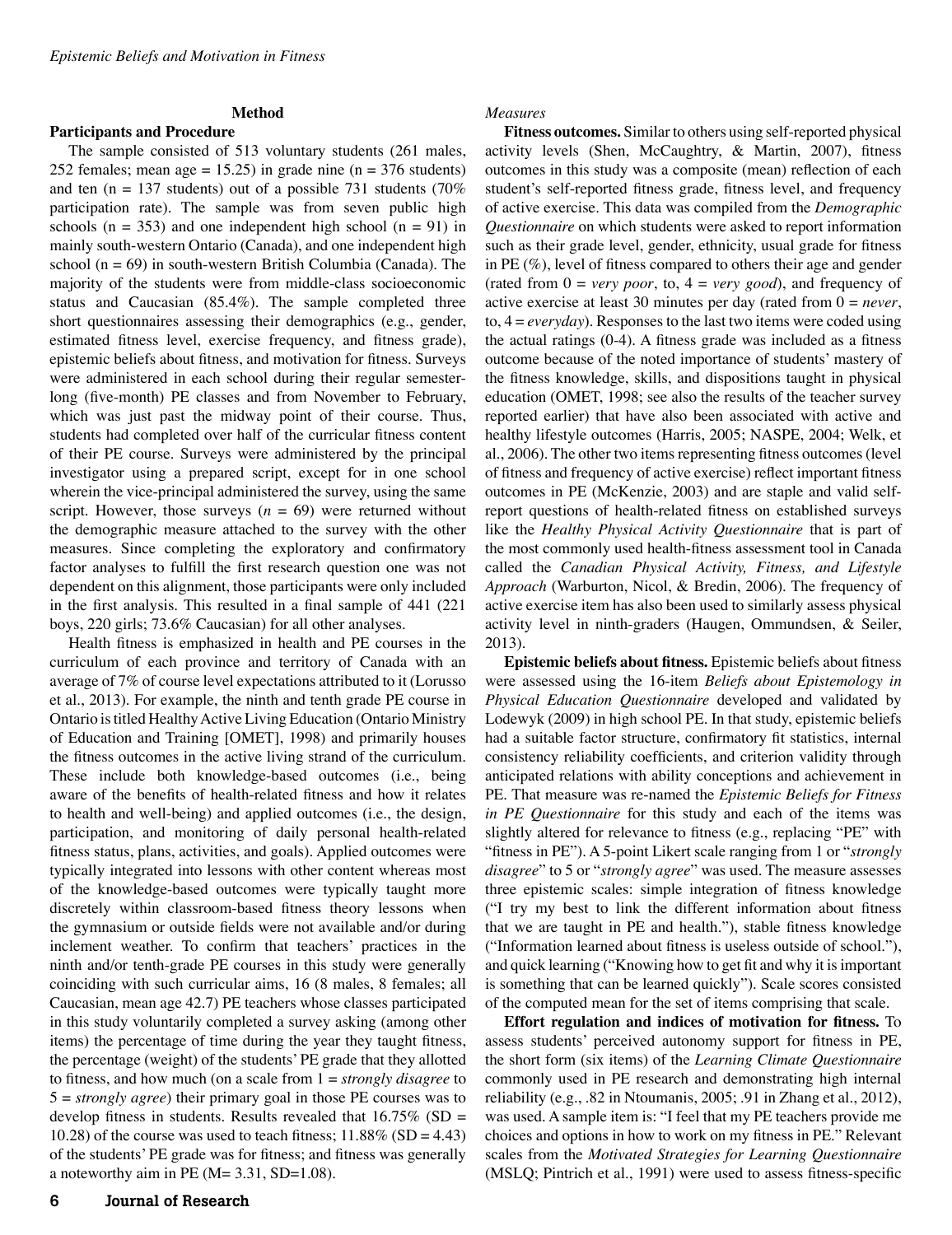## Method

### Participants and Procedure

The sample consisted of 513 voluntary students (261 males, 252 females; mean age = 15.25) in grade nine (n = 376 students) and ten (n = 137 students) out of a possible 731 students (70% participation rate). The sample was from seven public high schools (n = 353) and one independent high school (n = 91) in mainly south-western Ontario (Canada), and one independent high school (n = 69) in south-western British Columbia (Canada). The majority of the students were from middle-class socioeconomic status and Caucasian (85.4%). The sample completed three short questionnaires assessing their demographics (e.g., gender, estimated fitness level, exercise frequency, and fitness grade), epistemic beliefs about fitness, and motivation for fitness. Surveys were administered in each school during their regular semester-long (five-month) PE classes and from November to February, which was just past the midway point of their course. Thus, students had completed over half of the curricular fitness content of their PE course. Surveys were administered by the principal investigator using a prepared script, except for in one school wherein the vice-principal administered the survey, using the same script. However, those surveys (*n* = 69) were returned without the demographic measure attached to the survey with the other measures. Since completing the exploratory and confirmatory factor analyses to fulfill the first research question one was not dependent on this alignment, those participants were only included in the first analysis. This resulted in a final sample of 441 (221 boys, 220 girls; 73.6% Caucasian) for all other analyses.

Health fitness is emphasized in health and PE courses in the curriculum of each province and territory of Canada with an average of 7% of course level expectations attributed to it (Lorusso et al., 2013). For example, the ninth and tenth grade PE course in Ontario is titled Healthy Active Living Education (Ontario Ministry of Education and Training [OMET], 1998) and primarily houses the fitness outcomes in the active living strand of the curriculum. These include both knowledge-based outcomes (i.e., being aware of the benefits of health-related fitness and how it relates to health and well-being) and applied outcomes (i.e., the design, participation, and monitoring of daily personal health-related fitness status, plans, activities, and goals). Applied outcomes were typically integrated into lessons with other content whereas most of the knowledge-based outcomes were typically taught more discretely within classroom-based fitness theory lessons when the gymnasium or outside fields were not available and/or during inclement weather. To confirm that teachers' practices in the ninth and/or tenth-grade PE courses in this study were generally coinciding with such curricular aims, 16 (8 males, 8 females; all Caucasian, mean age 42.7) PE teachers whose classes participated in this study voluntarily completed a survey asking (among other items) the percentage of time during the year they taught fitness, the percentage (weight) of the students' PE grade that they allotted to fitness, and how much (on a scale from 1 = *strongly disagree* to 5 = *strongly agree*) their primary goal in those PE courses was to develop fitness in students. Results revealed that 16.75% (SD = 10.28) of the course was used to teach fitness; 11.88% (SD = 4.43) of the students' PE grade was for fitness; and fitness was generally a noteworthy aim in PE (M= 3.31, SD=1.08).

### *Measures*

**Fitness outcomes.** Similar to others using self-reported physical activity levels (Shen, McCaughtry, & Martin, 2007), fitness outcomes in this study was a composite (mean) reflection of each student's self-reported fitness grade, fitness level, and frequency of active exercise. This data was compiled from the *Demographic Questionnaire* on which students were asked to report information such as their grade level, gender, ethnicity, usual grade for fitness in PE (%), level of fitness compared to others their age and gender (rated from 0 = *very poor*, to, 4 = *very good*), and frequency of active exercise at least 30 minutes per day (rated from 0 = *never*, to, 4 = *everyday*). Responses to the last two items were coded using the actual ratings (0-4). A fitness grade was included as a fitness outcome because of the noted importance of students' mastery of the fitness knowledge, skills, and dispositions taught in physical education (OMET, 1998; see also the results of the teacher survey reported earlier) that have also been associated with active and healthy lifestyle outcomes (Harris, 2005; NASPE, 2004; Welk, et al., 2006). The other two items representing fitness outcomes (level of fitness and frequency of active exercise) reflect important fitness outcomes in PE (McKenzie, 2003) and are staple and valid self-report questions of health-related fitness on established surveys like the *Healthy Physical Activity Questionnaire* that is part of the most commonly used health-fitness assessment tool in Canada called the *Canadian Physical Activity, Fitness, and Lifestyle Approach* (Warburton, Nicol, & Bredin, 2006). The frequency of active exercise item has also been used to similarly assess physical activity level in ninth-graders (Haugen, Ommundsen, & Seiler, 2013).

**Epistemic beliefs about fitness.** Epistemic beliefs about fitness were assessed using the 16-item *Beliefs about Epistemology in Physical Education Questionnaire* developed and validated by Lodewyk (2009) in high school PE. In that study, epistemic beliefs had a suitable factor structure, confirmatory fit statistics, internal consistency reliability coefficients, and criterion validity through anticipated relations with ability conceptions and achievement in PE. That measure was re-named the *Epistemic Beliefs for Fitness in PE Questionnaire* for this study and each of the items was slightly altered for relevance to fitness (e.g., replacing "PE" with "fitness in PE"). A 5-point Likert scale ranging from 1 or "*strongly disagree*" to 5 or "*strongly agree*" was used. The measure assesses three epistemic scales: simple integration of fitness knowledge ("I try my best to link the different information about fitness that we are taught in PE and health."), stable fitness knowledge ("Information learned about fitness is useless outside of school."), and quick learning ("Knowing how to get fit and why it is important is something that can be learned quickly"). Scale scores consisted of the computed mean for the set of items comprising that scale.

**Effort regulation and indices of motivation for fitness.** To assess students' perceived autonomy support for fitness in PE, the short form (six items) of the *Learning Climate Questionnaire* commonly used in PE research and demonstrating high internal reliability (e.g., .82 in Ntoumanis, 2005; .91 in Zhang et al., 2012), was used. A sample item is: "I feel that my PE teachers provide me choices and options in how to work on my fitness in PE." Relevant scales from the *Motivated Strategies for Learning Questionnaire* (MSLQ; Pintrich et al., 1991) were used to assess fitness-specific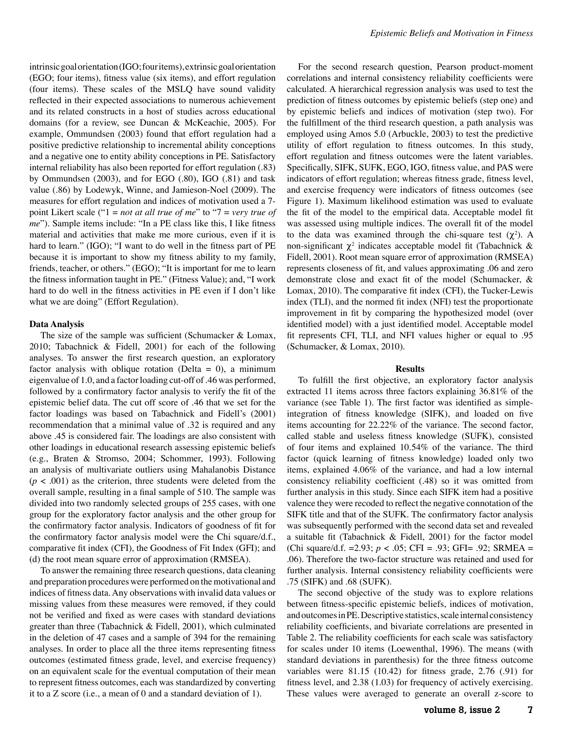intrinsic goal orientation (IGO; four items), extrinsic goal orientation (EGO; four items), fitness value (six items), and effort regulation (four items). These scales of the MSLQ have sound validity reflected in their expected associations to numerous achievement and its related constructs in a host of studies across educational domains (for a review, see Duncan & McKeachie, 2005). For example, Ommundsen (2003) found that effort regulation had a positive predictive relationship to incremental ability conceptions and a negative one to entity ability conceptions in PE. Satisfactory internal reliability has also been reported for effort regulation (.83) by Ommundsen (2003), and for EGO (.80), IGO (.81) and task value (.86) by Lodewyk, Winne, and Jamieson-Noel (2009). The measures for effort regulation and indices of motivation used a 7-point Likert scale ("1 = *not at all true of me*" to "7 = *very true of me*"). Sample items include: "In a PE class like this, I like fitness material and activities that make me more curious, even if it is hard to learn." (IGO); "I want to do well in the fitness part of PE because it is important to show my fitness ability to my family, friends, teacher, or others." (EGO); "It is important for me to learn the fitness information taught in PE." (Fitness Value); and, "I work hard to do well in the fitness activities in PE even if I don't like what we are doing" (Effort Regulation).

### Data Analysis

The size of the sample was sufficient (Schumacker & Lomax, 2010; Tabachnick & Fidell, 2001) for each of the following analyses. To answer the first research question, an exploratory factor analysis with oblique rotation (Delta = 0), a minimum eigenvalue of 1.0, and a factor loading cut-off of .46 was performed, followed by a confirmatory factor analysis to verify the fit of the epistemic belief data. The cut off score of .46 that we set for the factor loadings was based on Tabachnick and Fidell's (2001) recommendation that a minimal value of .32 is required and any above .45 is considered fair. The loadings are also consistent with other loadings in educational research assessing epistemic beliefs (e.g., Braten & Stromso, 2004; Schommer, 1993). Following an analysis of multivariate outliers using Mahalanobis Distance ($p < .001$) as the criterion, three students were deleted from the overall sample, resulting in a final sample of 510. The sample was divided into two randomly selected groups of 255 cases, with one group for the exploratory factor analysis and the other group for the confirmatory factor analysis. Indicators of goodness of fit for the confirmatory factor analysis model were the Chi square/d.f., comparative fit index (CFI), the Goodness of Fit Index (GFI); and (d) the root mean square error of approximation (RMSEA).

To answer the remaining three research questions, data cleaning and preparation procedures were performed on the motivational and indices of fitness data. Any observations with invalid data values or missing values from these measures were removed, if they could not be verified and fixed as were cases with standard deviations greater than three (Tabachnick & Fidell, 2001), which culminated in the deletion of 47 cases and a sample of 394 for the remaining analyses. In order to place all the three items representing fitness outcomes (estimated fitness grade, level, and exercise frequency) on an equivalent scale for the eventual computation of their mean to represent fitness outcomes, each was standardized by converting it to a Z score (i.e., a mean of 0 and a standard deviation of 1).

For the second research question, Pearson product-moment correlations and internal consistency reliability coefficients were calculated. A hierarchical regression analysis was used to test the prediction of fitness outcomes by epistemic beliefs (step one) and by epistemic beliefs and indices of motivation (step two). For the fulfillment of the third research question, a path analysis was employed using Amos 5.0 (Arbuckle, 2003) to test the predictive utility of effort regulation to fitness outcomes. In this study, effort regulation and fitness outcomes were the latent variables. Specifically, SIFK, SUFK, EGO, IGO, fitness value, and PAS were indicators of effort regulation; whereas fitness grade, fitness level, and exercise frequency were indicators of fitness outcomes (see Figure 1). Maximum likelihood estimation was used to evaluate the fit of the model to the empirical data. Acceptable model fit was assessed using multiple indices. The overall fit of the model to the data was examined through the chi-square test ($\chi^2$). A non-significant $\chi^2$ indicates acceptable model fit (Tabachnick & Fidell, 2001). Root mean square error of approximation (RMSEA) represents closeness of fit, and values approximating .06 and zero demonstrate close and exact fit of the model (Schumacker, & Lomax, 2010). The comparative fit index (CFI), the Tucker-Lewis index (TLI), and the normed fit index (NFI) test the proportionate improvement in fit by comparing the hypothesized model (over identified model) with a just identified model. Acceptable model fit represents CFI, TLI, and NFI values higher or equal to .95 (Schumacker, & Lomax, 2010).

## Results

To fulfill the first objective, an exploratory factor analysis extracted 11 items across three factors explaining 36.81% of the variance (see Table 1). The first factor was identified as simple-integration of fitness knowledge (SIFK), and loaded on five items accounting for 22.22% of the variance. The second factor, called stable and useless fitness knowledge (SUFK), consisted of four items and explained 10.54% of the variance. The third factor (quick learning of fitness knowledge) loaded only two items, explained 4.06% of the variance, and had a low internal consistency reliability coefficient (.48) so it was omitted from further analysis in this study. Since each SIFK item had a positive valence they were recoded to reflect the negative connotation of the SIFK title and that of the SUFK. The confirmatory factor analysis was subsequently performed with the second data set and revealed a suitable fit (Tabachnick & Fidell, 2001) for the factor model (Chi square/d.f. =2.93; $p < .05$; CFI = .93; GFI= .92; SRMEA = .06). Therefore the two-factor structure was retained and used for further analysis. Internal consistency reliability coefficients were .75 (SIFK) and .68 (SUFK).

The second objective of the study was to explore relations between fitness-specific epistemic beliefs, indices of motivation, and outcomes in PE. Descriptive statistics, scale internal consistency reliability coefficients, and bivariate correlations are presented in Table 2. The reliability coefficients for each scale was satisfactory for scales under 10 items (Loewenthal, 1996). The means (with standard deviations in parenthesis) for the three fitness outcome variables were 81.15 (10.42) for fitness grade, 2.76 (.91) for fitness level, and 2.38 (1.03) for frequency of actively exercising. These values were averaged to generate an overall z-score to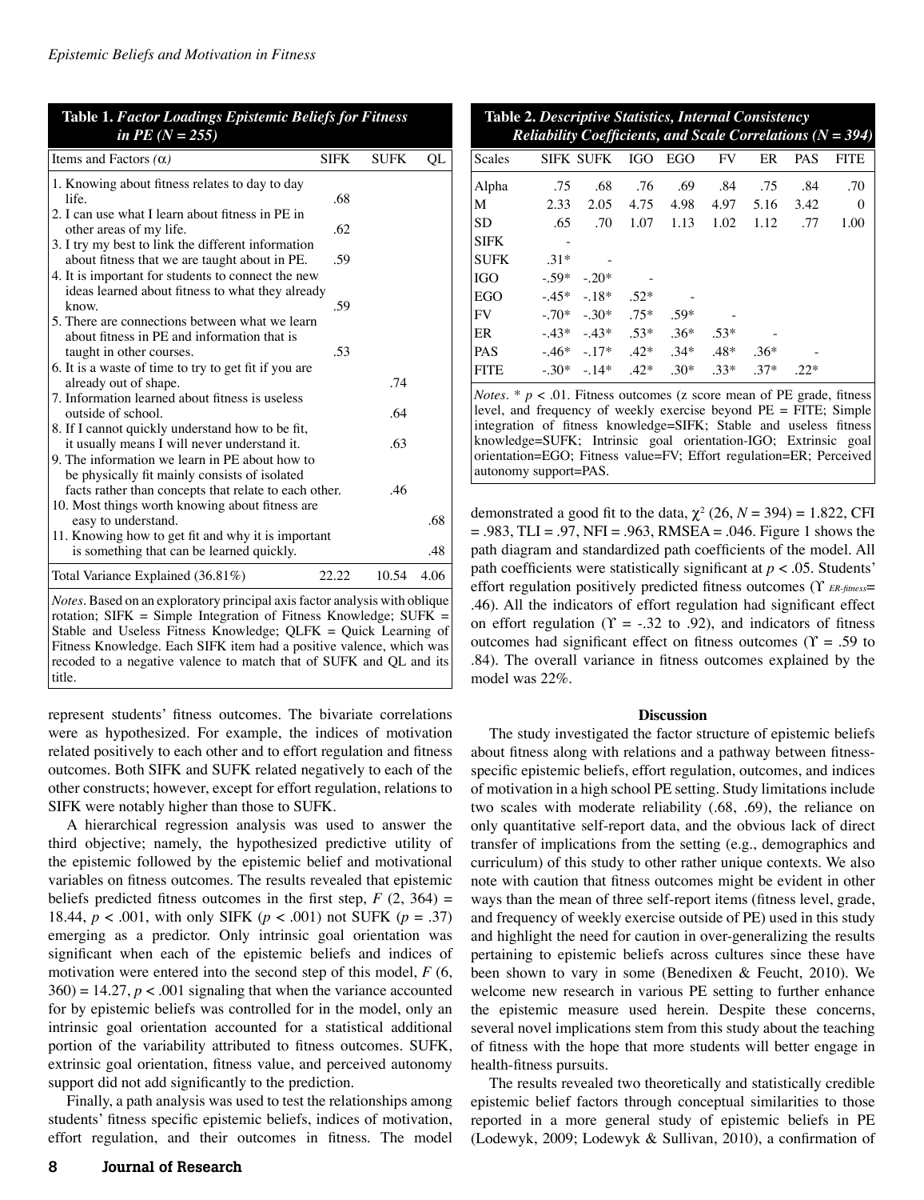**Table 1.** *Factor Loadings Epistemic Beliefs for Fitness in PE (N = 255)*

| Items and Factors (α) | SIFK | SUFK | QL |
|---|---|---|---|
| 1. Knowing about fitness relates to day to day life. | .68 | | |
| 2. I can use what I learn about fitness in PE in other areas of my life. | .62 | | |
| 3. I try my best to link the different information about fitness that we are taught about in PE. | .59 | | |
| 4. It is important for students to connect the new ideas learned about fitness to what they already know. | .59 | | |
| 5. There are connections between what we learn about fitness in PE and information that is taught in other courses. | .53 | | |
| 6. It is a waste of time to try to get fit if you are already out of shape. | | .74 | |
| 7. Information learned about fitness is useless outside of school. | | .64 | |
| 8. If I cannot quickly understand how to be fit, it usually means I will never understand it. | | .63 | |
| 9. The information we learn in PE about how to be physically fit mainly consists of isolated facts rather than concepts that relate to each other. | | .46 | |
| 10. Most things worth knowing about fitness are easy to understand. | | | .68 |
| 11. Knowing how to get fit and why it is important is something that can be learned quickly. | | | .48 |
| Total Variance Explained (36.81%) | 22.22 | 10.54 | 4.06 |

*Notes*. Based on an exploratory principal axis factor analysis with oblique rotation; SIFK = Simple Integration of Fitness Knowledge; SUFK = Stable and Useless Fitness Knowledge; QLFK = Quick Learning of Fitness Knowledge. Each SIFK item had a positive valence, which was recoded to a negative valence to match that of SUFK and QL and its title.

**Table 2.** *Descriptive Statistics, Internal Consistency Reliability Coefficients, and Scale Correlations (N = 394)*

| Scales | SIFK | SUFK | IGO | EGO | FV | ER | PAS | FITE |
|---|---|---|---|---|---|---|---|---|
| Alpha | .75 | .68 | .76 | .69 | .84 | .75 | .84 | .70 |
| M | 2.33 | 2.05 | 4.75 | 4.98 | 4.97 | 5.16 | 3.42 | 0 |
| SD | .65 | .70 | 1.07 | 1.13 | 1.02 | 1.12 | .77 | 1.00 |
| SIFK | - | | | | | | | |
| SUFK | .31* | - | | | | | | |
| IGO | -.59* | -.20* | - | | | | | |
| EGO | -.45* | -.18* | .52* | - | | | | |
| FV | -.70* | -.30* | .75* | .59* | - | | | |
| ER | -.43* | -.43* | .53* | .36* | .53* | - | | |
| PAS | -.46* | -.17* | .42* | .34* | .48* | .36* | - | |
| FITE | -.30* | -.14* | .42* | .30* | .33* | .37* | .22* | |

*Notes*. * $p < .01$. Fitness outcomes (z score mean of PE grade, fitness level, and frequency of weekly exercise beyond PE = FITE; Simple integration of fitness knowledge=SIFK; Stable and useless fitness knowledge=SUFK; Intrinsic goal orientation-IGO; Extrinsic goal orientation=EGO; Fitness value=FV; Effort regulation=ER; Perceived autonomy support=PAS.

represent students' fitness outcomes. The bivariate correlations were as hypothesized. For example, the indices of motivation related positively to each other and to effort regulation and fitness outcomes. Both SIFK and SUFK related negatively to each of the other constructs; however, except for effort regulation, relations to SIFK were notably higher than those to SUFK.

A hierarchical regression analysis was used to answer the third objective; namely, the hypothesized predictive utility of the epistemic followed by the epistemic belief and motivational variables on fitness outcomes. The results revealed that epistemic beliefs predicted fitness outcomes in the first step, $F(2, 364) = 18.44$, $p < .001$, with only SIFK ($p < .001$) not SUFK ($p = .37$) emerging as a predictor. Only intrinsic goal orientation was significant when each of the epistemic beliefs and indices of motivation were entered into the second step of this model, $F(6, 360) = 14.27$, $p < .001$ signaling that when the variance accounted for by epistemic beliefs was controlled for in the model, only an intrinsic goal orientation accounted for a statistical additional portion of the variability attributed to fitness outcomes. SUFK, extrinsic goal orientation, fitness value, and perceived autonomy support did not add significantly to the prediction.

Finally, a path analysis was used to test the relationships among students' fitness specific epistemic beliefs, indices of motivation, effort regulation, and their outcomes in fitness. The model demonstrated a good fit to the data, $\chi^2(26, N = 394) = 1.822$, CFI = .983, TLI = .97, NFI = .963, RMSEA = .046. Figure 1 shows the path diagram and standardized path coefficients of the model. All path coefficients were statistically significant at $p < .05$. Students' effort regulation positively predicted fitness outcomes ($\Upsilon_{ER\text{-}fitness} = .46$). All the indicators of effort regulation had significant effect on effort regulation ($\Upsilon = -.32$ to $.92$), and indicators of fitness outcomes had significant effect on fitness outcomes ($\Upsilon = .59$ to $.84$). The overall variance in fitness outcomes explained by the model was 22%.

### Discussion

The study investigated the factor structure of epistemic beliefs about fitness along with relations and a pathway between fitness-specific epistemic beliefs, effort regulation, outcomes, and indices of motivation in a high school PE setting. Study limitations include two scales with moderate reliability (.68, .69), the reliance on only quantitative self-report data, and the obvious lack of direct transfer of implications from the setting (e.g., demographics and curriculum) of this study to other rather unique contexts. We also note with caution that fitness outcomes might be evident in other ways than the mean of three self-report items (fitness level, grade, and frequency of weekly exercise outside of PE) used in this study and highlight the need for caution in over-generalizing the results pertaining to epistemic beliefs across cultures since these have been shown to vary in some (Benedixen & Feucht, 2010). We welcome new research in various PE setting to further enhance the epistemic measure used herein. Despite these concerns, several novel implications stem from this study about the teaching of fitness with the hope that more students will better engage in health-fitness pursuits.

The results revealed two theoretically and statistically credible epistemic belief factors through conceptual similarities to those reported in a more general study of epistemic beliefs in PE (Lodewyk, 2009; Lodewyk & Sullivan, 2010), a confirmation of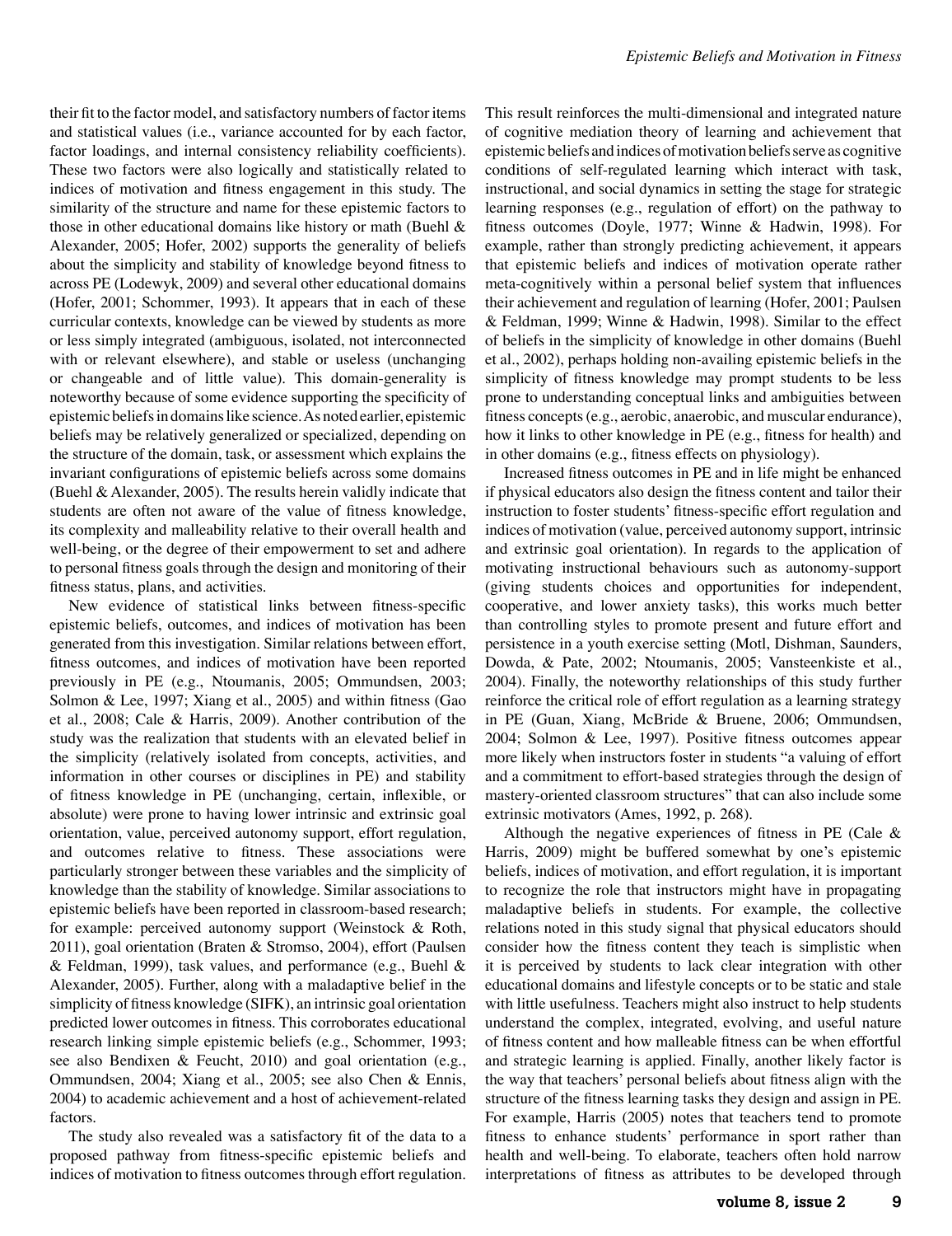their fit to the factor model, and satisfactory numbers of factor items and statistical values (i.e., variance accounted for by each factor, factor loadings, and internal consistency reliability coefficients). These two factors were also logically and statistically related to indices of motivation and fitness engagement in this study. The similarity of the structure and name for these epistemic factors to those in other educational domains like history or math (Buehl & Alexander, 2005; Hofer, 2002) supports the generality of beliefs about the simplicity and stability of knowledge beyond fitness to across PE (Lodewyk, 2009) and several other educational domains (Hofer, 2001; Schommer, 1993). It appears that in each of these curricular contexts, knowledge can be viewed by students as more or less simply integrated (ambiguous, isolated, not interconnected with or relevant elsewhere), and stable or useless (unchanging or changeable and of little value). This domain-generality is noteworthy because of some evidence supporting the specificity of epistemic beliefs in domains like science. As noted earlier, epistemic beliefs may be relatively generalized or specialized, depending on the structure of the domain, task, or assessment which explains the invariant configurations of epistemic beliefs across some domains (Buehl & Alexander, 2005). The results herein validly indicate that students are often not aware of the value of fitness knowledge, its complexity and malleability relative to their overall health and well-being, or the degree of their empowerment to set and adhere to personal fitness goals through the design and monitoring of their fitness status, plans, and activities.

New evidence of statistical links between fitness-specific epistemic beliefs, outcomes, and indices of motivation has been generated from this investigation. Similar relations between effort, fitness outcomes, and indices of motivation have been reported previously in PE (e.g., Ntoumanis, 2005; Ommundsen, 2003; Solmon & Lee, 1997; Xiang et al., 2005) and within fitness (Gao et al., 2008; Cale & Harris, 2009). Another contribution of the study was the realization that students with an elevated belief in the simplicity (relatively isolated from concepts, activities, and information in other courses or disciplines in PE) and stability of fitness knowledge in PE (unchanging, certain, inflexible, or absolute) were prone to having lower intrinsic and extrinsic goal orientation, value, perceived autonomy support, effort regulation, and outcomes relative to fitness. These associations were particularly stronger between these variables and the simplicity of knowledge than the stability of knowledge. Similar associations to epistemic beliefs have been reported in classroom-based research; for example: perceived autonomy support (Weinstock & Roth, 2011), goal orientation (Braten & Stromso, 2004), effort (Paulsen & Feldman, 1999), task values, and performance (e.g., Buehl & Alexander, 2005). Further, along with a maladaptive belief in the simplicity of fitness knowledge (SIFK), an intrinsic goal orientation predicted lower outcomes in fitness. This corroborates educational research linking simple epistemic beliefs (e.g., Schommer, 1993; see also Bendixen & Feucht, 2010) and goal orientation (e.g., Ommundsen, 2004; Xiang et al., 2005; see also Chen & Ennis, 2004) to academic achievement and a host of achievement-related factors.

The study also revealed was a satisfactory fit of the data to a proposed pathway from fitness-specific epistemic beliefs and indices of motivation to fitness outcomes through effort regulation. This result reinforces the multi-dimensional and integrated nature of cognitive mediation theory of learning and achievement that epistemic beliefs and indices of motivation beliefs serve as cognitive conditions of self-regulated learning which interact with task, instructional, and social dynamics in setting the stage for strategic learning responses (e.g., regulation of effort) on the pathway to fitness outcomes (Doyle, 1977; Winne & Hadwin, 1998). For example, rather than strongly predicting achievement, it appears that epistemic beliefs and indices of motivation operate rather meta-cognitively within a personal belief system that influences their achievement and regulation of learning (Hofer, 2001; Paulsen & Feldman, 1999; Winne & Hadwin, 1998). Similar to the effect of beliefs in the simplicity of knowledge in other domains (Buehl et al., 2002), perhaps holding non-availing epistemic beliefs in the simplicity of fitness knowledge may prompt students to be less prone to understanding conceptual links and ambiguities between fitness concepts (e.g., aerobic, anaerobic, and muscular endurance), how it links to other knowledge in PE (e.g., fitness for health) and in other domains (e.g., fitness effects on physiology).

Increased fitness outcomes in PE and in life might be enhanced if physical educators also design the fitness content and tailor their instruction to foster students' fitness-specific effort regulation and indices of motivation (value, perceived autonomy support, intrinsic and extrinsic goal orientation). In regards to the application of motivating instructional behaviours such as autonomy-support (giving students choices and opportunities for independent, cooperative, and lower anxiety tasks), this works much better than controlling styles to promote present and future effort and persistence in a youth exercise setting (Motl, Dishman, Saunders, Dowda, & Pate, 2002; Ntoumanis, 2005; Vansteenkiste et al., 2004). Finally, the noteworthy relationships of this study further reinforce the critical role of effort regulation as a learning strategy in PE (Guan, Xiang, McBride & Bruene, 2006; Ommundsen, 2004; Solmon & Lee, 1997). Positive fitness outcomes appear more likely when instructors foster in students "a valuing of effort and a commitment to effort-based strategies through the design of mastery-oriented classroom structures" that can also include some extrinsic motivators (Ames, 1992, p. 268).

Although the negative experiences of fitness in PE (Cale & Harris, 2009) might be buffered somewhat by one's epistemic beliefs, indices of motivation, and effort regulation, it is important to recognize the role that instructors might have in propagating maladaptive beliefs in students. For example, the collective relations noted in this study signal that physical educators should consider how the fitness content they teach is simplistic when it is perceived by students to lack clear integration with other educational domains and lifestyle concepts or to be static and stale with little usefulness. Teachers might also instruct to help students understand the complex, integrated, evolving, and useful nature of fitness content and how malleable fitness can be when effortful and strategic learning is applied. Finally, another likely factor is the way that teachers' personal beliefs about fitness align with the structure of the fitness learning tasks they design and assign in PE. For example, Harris (2005) notes that teachers tend to promote fitness to enhance students' performance in sport rather than health and well-being. To elaborate, teachers often hold narrow interpretations of fitness as attributes to be developed through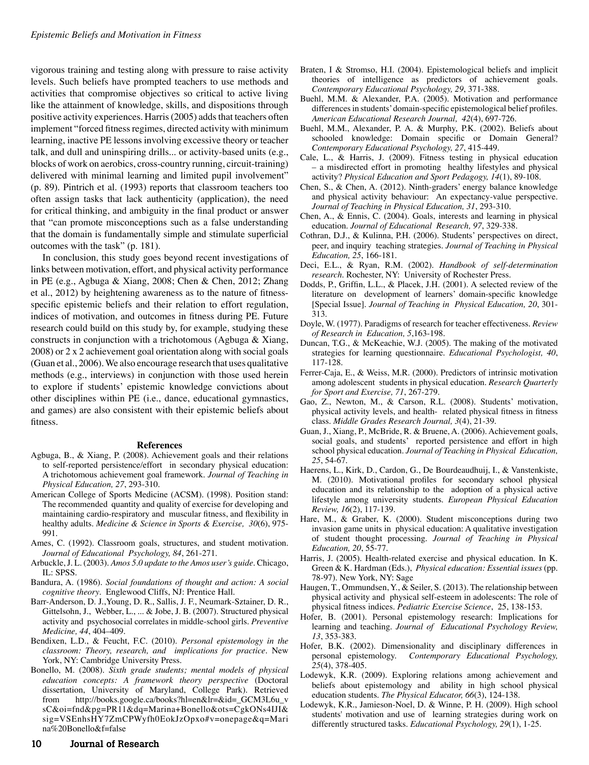vigorous training and testing along with pressure to raise activity levels. Such beliefs have prompted teachers to use methods and activities that compromise objectives so critical to active living like the attainment of knowledge, skills, and dispositions through positive activity experiences. Harris (2005) adds that teachers often implement "forced fitness regimes, directed activity with minimum learning, inactive PE lessons involving excessive theory or teacher talk, and dull and uninspiring drills... or activity-based units (e.g., blocks of work on aerobics, cross-country running, circuit-training) delivered with minimal learning and limited pupil involvement" (p. 89). Pintrich et al. (1993) reports that classroom teachers too often assign tasks that lack authenticity (application), the need for critical thinking, and ambiguity in the final product or answer that "can promote misconceptions such as a false understanding that the domain is fundamentally simple and stimulate superficial outcomes with the task" (p. 181).

In conclusion, this study goes beyond recent investigations of links between motivation, effort, and physical activity performance in PE (e.g., Agbuga & Xiang, 2008; Chen & Chen, 2012; Zhang et al., 2012) by heightening awareness as to the nature of fitness-specific epistemic beliefs and their relation to effort regulation, indices of motivation, and outcomes in fitness during PE. Future research could build on this study by, for example, studying these constructs in conjunction with a trichotomous (Agbuga & Xiang, 2008) or 2 x 2 achievement goal orientation along with social goals (Guan et al., 2006). We also encourage research that uses qualitative methods (e.g., interviews) in conjunction with those used herein to explore if students' epistemic knowledge convictions about other disciplines within PE (i.e., dance, educational gymnastics, and games) are also consistent with their epistemic beliefs about fitness.

## References

Agbuga, B., & Xiang, P. (2008). Achievement goals and their relations to self-reported persistence/effort in secondary physical education: A trichotomous achievement goal framework. *Journal of Teaching in Physical Education, 27*, 293-310.

American College of Sports Medicine (ACSM). (1998). Position stand: The recommended quantity and quality of exercise for developing and maintaining cardio-respiratory and muscular fitness, and flexibility in healthy adults. *Medicine & Science in Sports & Exercise, 30*(6), 975-991.

Ames, C. (1992). Classroom goals, structures, and student motivation. *Journal of Educational Psychology, 84*, 261-271.

Arbuckle, J. L. (2003). *Amos 5.0 update to the Amos user's guide*. Chicago, IL: SPSS.

Bandura, A. (1986). *Social foundations of thought and action: A social cognitive theory*. Englewood Cliffs, NJ: Prentice Hall.

Barr-Anderson, D. J.,Young, D. R., Sallis, J. F., Neumark-Sztainer, D. R., Gittelsohn, J., Webber, L., ... & Jobe, J. B. (2007). Structured physical activity and psychosocial correlates in middle-school girls. *Preventive Medicine, 44*, 404–409.

Bendixen, L.D., & Feucht, F.C. (2010). *Personal epistemology in the classroom: Theory, research, and implications for practice*. New York, NY: Cambridge University Press.

Bonello, M. (2008). *Sixth grade students; mental models of physical education concepts: A framework theory perspective* (Doctoral dissertation, University of Maryland, College Park). Retrieved from http://books.google.ca/books?hl=en&lr=&id=_GCM3L6u_vsC&oi=fnd&pg=PR11&dq=Marina+Bonello&ots=CgkONs4IJI&sig=VSEnhsHY7ZmCPWyfh0EokJzOpxo#v=onepage&q=Marina%20Bonello&f=false

Braten, I & Stromso, H.I. (2004). Epistemological beliefs and implicit theories of intelligence as predictors of achievement goals. *Contemporary Educational Psychology, 29*, 371-388.

Buehl, M.M. & Alexander, P.A. (2005). Motivation and performance differences in students' domain-specific epistemological belief profiles. *American Educational Research Journal, 42*(4), 697-726.

Buehl, M.M., Alexander, P. A. & Murphy, P.K. (2002). Beliefs about schooled knowledge: Domain specific or Domain General? *Contemporary Educational Psychology, 27*, 415-449.

Cale, L., & Harris, J. (2009). Fitness testing in physical education – a misdirected effort in promoting healthy lifestyles and physical activity? *Physical Education and Sport Pedagogy, 14*(1), 89-108.

Chen, S., & Chen, A. (2012). Ninth-graders' energy balance knowledge and physical activity behaviour: An expectancy-value perspective. *Journal of Teaching in Physical Education, 31*, 293-310.

Chen, A., & Ennis, C. (2004). Goals, interests and learning in physical education. *Journal of Educational Research, 97*, 329-338.

Cothran, D.J., & Kulinna, P.H. (2006). Students' perspectives on direct, peer, and inquiry teaching strategies. *Journal of Teaching in Physical Education, 25*, 166-181.

Deci, E.L., & Ryan, R.M. (2002). *Handbook of self-determination research*. Rochester, NY: University of Rochester Press.

Dodds, P., Griffin, L.L., & Placek, J.H. (2001). A selected review of the literature on development of learners' domain-specific knowledge [Special Issue]. *Journal of Teaching in Physical Education, 20*, 301-313.

Doyle, W. (1977). Paradigms of research for teacher effectiveness. *Review of Research in Education, 5*,163-198.

Duncan, T.G., & McKeachie, W.J. (2005). The making of the motivated strategies for learning questionnaire. *Educational Psychologist, 40*, 117-128.

Ferrer-Caja, E., & Weiss, M.R. (2000). Predictors of intrinsic motivation among adolescent students in physical education. *Research Quarterly for Sport and Exercise, 71*, 267-279.

Gao, Z., Newton, M., & Carson, R.L. (2008). Students' motivation, physical activity levels, and health- related physical fitness in fitness class. *Middle Grades Research Journal, 3*(4), 21-39.

Guan, J., Xiang, P., McBride, R. & Bruene, A. (2006). Achievement goals, social goals, and students' reported persistence and effort in high school physical education. *Journal of Teaching in Physical Education, 25*, 54-67.

Haerens, L., Kirk, D., Cardon, G., De Bourdeaudhuij, I., & Vanstenkiste, M. (2010). Motivational profiles for secondary school physical education and its relationship to the adoption of a physical active lifestyle among university students. *European Physical Education Review, 16*(2), 117-139.

Hare, M., & Graber, K. (2000). Student misconceptions during two invasion game units in physical education: A qualitative investigation of student thought processing. *Journal of Teaching in Physical Education, 20*, 55-77.

Harris, J. (2005). Health-related exercise and physical education. In K. Green & K. Hardman (Eds.), *Physical education: Essential issues* (pp. 78-97). New York, NY: Sage

Haugen, T., Ommundsen, Y., & Seiler, S. (2013). The relationship between physical activity and physical self-esteem in adolescents: The role of physical fitness indices. *Pediatric Exercise Science*, 25, 138-153.

Hofer, B. (2001). Personal epistemology research: Implications for learning and teaching. *Journal of Educational Psychology Review, 13*, 353-383.

Hofer, B.K. (2002). Dimensionality and disciplinary differences in personal epistemology. *Contemporary Educational Psychology, 25*(4), 378-405.

Lodewyk, K.R. (2009). Exploring relations among achievement and beliefs about epistemology and ability in high school physical education students. *The Physical Educator, 66*(3), 124-138.

Lodewyk, K.R., Jamieson-Noel, D. & Winne, P. H. (2009). High school students' motivation and use of learning strategies during work on differently structured tasks. *Educational Psychology, 29*(1), 1-25.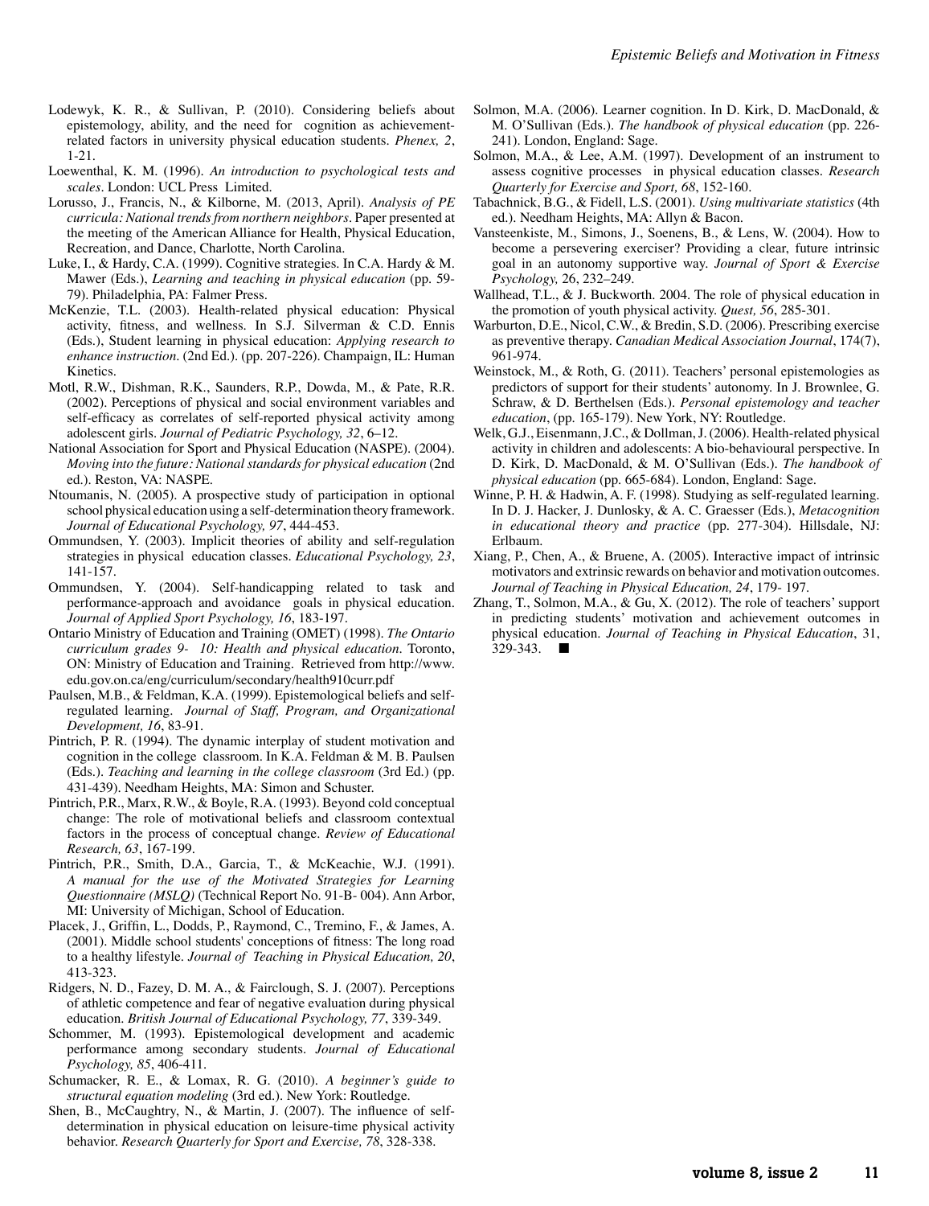Lodewyk, K. R., & Sullivan, P. (2010). Considering beliefs about epistemology, ability, and the need for cognition as achievement-related factors in university physical education students. *Phenex, 2*, 1-21.

Loewenthal, K. M. (1996). *An introduction to psychological tests and scales*. London: UCL Press Limited.

Lorusso, J., Francis, N., & Kilborne, M. (2013, April). *Analysis of PE curricula: National trends from northern neighbors*. Paper presented at the meeting of the American Alliance for Health, Physical Education, Recreation, and Dance, Charlotte, North Carolina.

Luke, I., & Hardy, C.A. (1999). Cognitive strategies. In C.A. Hardy & M. Mawer (Eds.), *Learning and teaching in physical education* (pp. 59-79). Philadelphia, PA: Falmer Press.

McKenzie, T.L. (2003). Health-related physical education: Physical activity, fitness, and wellness. In S.J. Silverman & C.D. Ennis (Eds.), Student learning in physical education: *Applying research to enhance instruction*. (2nd Ed.). (pp. 207-226). Champaign, IL: Human Kinetics.

Motl, R.W., Dishman, R.K., Saunders, R.P., Dowda, M., & Pate, R.R. (2002). Perceptions of physical and social environment variables and self-efficacy as correlates of self-reported physical activity among adolescent girls. *Journal of Pediatric Psychology, 32*, 6–12.

National Association for Sport and Physical Education (NASPE). (2004). *Moving into the future: National standards for physical education* (2nd ed.). Reston, VA: NASPE.

Ntoumanis, N. (2005). A prospective study of participation in optional school physical education using a self-determination theory framework. *Journal of Educational Psychology, 97*, 444-453.

Ommundsen, Y. (2003). Implicit theories of ability and self-regulation strategies in physical education classes. *Educational Psychology, 23*, 141-157.

Ommundsen, Y. (2004). Self-handicapping related to task and performance-approach and avoidance goals in physical education. *Journal of Applied Sport Psychology, 16*, 183-197.

Ontario Ministry of Education and Training (OMET) (1998). *The Ontario curriculum grades 9- 10: Health and physical education*. Toronto, ON: Ministry of Education and Training. Retrieved from http://www.edu.gov.on.ca/eng/curriculum/secondary/health910curr.pdf

Paulsen, M.B., & Feldman, K.A. (1999). Epistemological beliefs and self-regulated learning. *Journal of Staff, Program, and Organizational Development, 16*, 83-91.

Pintrich, P. R. (1994). The dynamic interplay of student motivation and cognition in the college classroom. In K.A. Feldman & M. B. Paulsen (Eds.). *Teaching and learning in the college classroom* (3rd Ed.) (pp. 431-439). Needham Heights, MA: Simon and Schuster.

Pintrich, P.R., Marx, R.W., & Boyle, R.A. (1993). Beyond cold conceptual change: The role of motivational beliefs and classroom contextual factors in the process of conceptual change. *Review of Educational Research, 63*, 167-199.

Pintrich, P.R., Smith, D.A., Garcia, T., & McKeachie, W.J. (1991). *A manual for the use of the Motivated Strategies for Learning Questionnaire (MSLQ)* (Technical Report No. 91-B- 004). Ann Arbor, MI: University of Michigan, School of Education.

Placek, J., Griffin, L., Dodds, P., Raymond, C., Tremino, F., & James, A. (2001). Middle school students' conceptions of fitness: The long road to a healthy lifestyle. *Journal of Teaching in Physical Education, 20*, 413-323.

Ridgers, N. D., Fazey, D. M. A., & Fairclough, S. J. (2007). Perceptions of athletic competence and fear of negative evaluation during physical education. *British Journal of Educational Psychology, 77*, 339-349.

Schommer, M. (1993). Epistemological development and academic performance among secondary students. *Journal of Educational Psychology, 85*, 406-411.

Schumacker, R. E., & Lomax, R. G. (2010). *A beginner's guide to structural equation modeling* (3rd ed.). New York: Routledge.

Shen, B., McCaughtry, N., & Martin, J. (2007). The influence of self-determination in physical education on leisure-time physical activity behavior. *Research Quarterly for Sport and Exercise, 78*, 328-338.

Solmon, M.A. (2006). Learner cognition. In D. Kirk, D. MacDonald, & M. O'Sullivan (Eds.). *The handbook of physical education* (pp. 226-241). London, England: Sage.

Solmon, M.A., & Lee, A.M. (1997). Development of an instrument to assess cognitive processes in physical education classes. *Research Quarterly for Exercise and Sport, 68*, 152-160.

Tabachnick, B.G., & Fidell, L.S. (2001). *Using multivariate statistics* (4th ed.). Needham Heights, MA: Allyn & Bacon.

Vansteenkiste, M., Simons, J., Soenens, B., & Lens, W. (2004). How to become a persevering exerciser? Providing a clear, future intrinsic goal in an autonomy supportive way. *Journal of Sport & Exercise Psychology,* 26, 232–249.

Wallhead, T.L., & J. Buckworth. 2004. The role of physical education in the promotion of youth physical activity. *Quest, 56*, 285-301.

Warburton, D.E., Nicol, C.W., & Bredin, S.D. (2006). Prescribing exercise as preventive therapy. *Canadian Medical Association Journal*, 174(7), 961-974.

Weinstock, M., & Roth, G. (2011). Teachers' personal epistemologies as predictors of support for their students' autonomy. In J. Brownlee, G. Schraw, & D. Berthelsen (Eds.). *Personal epistemology and teacher education*, (pp. 165-179). New York, NY: Routledge.

Welk, G.J., Eisenmann, J.C., & Dollman, J. (2006). Health-related physical activity in children and adolescents: A bio-behavioural perspective. In D. Kirk, D. MacDonald, & M. O'Sullivan (Eds.). *The handbook of physical education* (pp. 665-684). London, England: Sage.

Winne, P. H. & Hadwin, A. F. (1998). Studying as self-regulated learning. In D. J. Hacker, J. Dunlosky, & A. C. Graesser (Eds.), *Metacognition in educational theory and practice* (pp. 277-304). Hillsdale, NJ: Erlbaum.

Xiang, P., Chen, A., & Bruene, A. (2005). Interactive impact of intrinsic motivators and extrinsic rewards on behavior and motivation outcomes. *Journal of Teaching in Physical Education, 24*, 179- 197.

Zhang, T., Solmon, M.A., & Gu, X. (2012). The role of teachers' support in predicting students' motivation and achievement outcomes in physical education. *Journal of Teaching in Physical Education*, 31, 329-343. ■